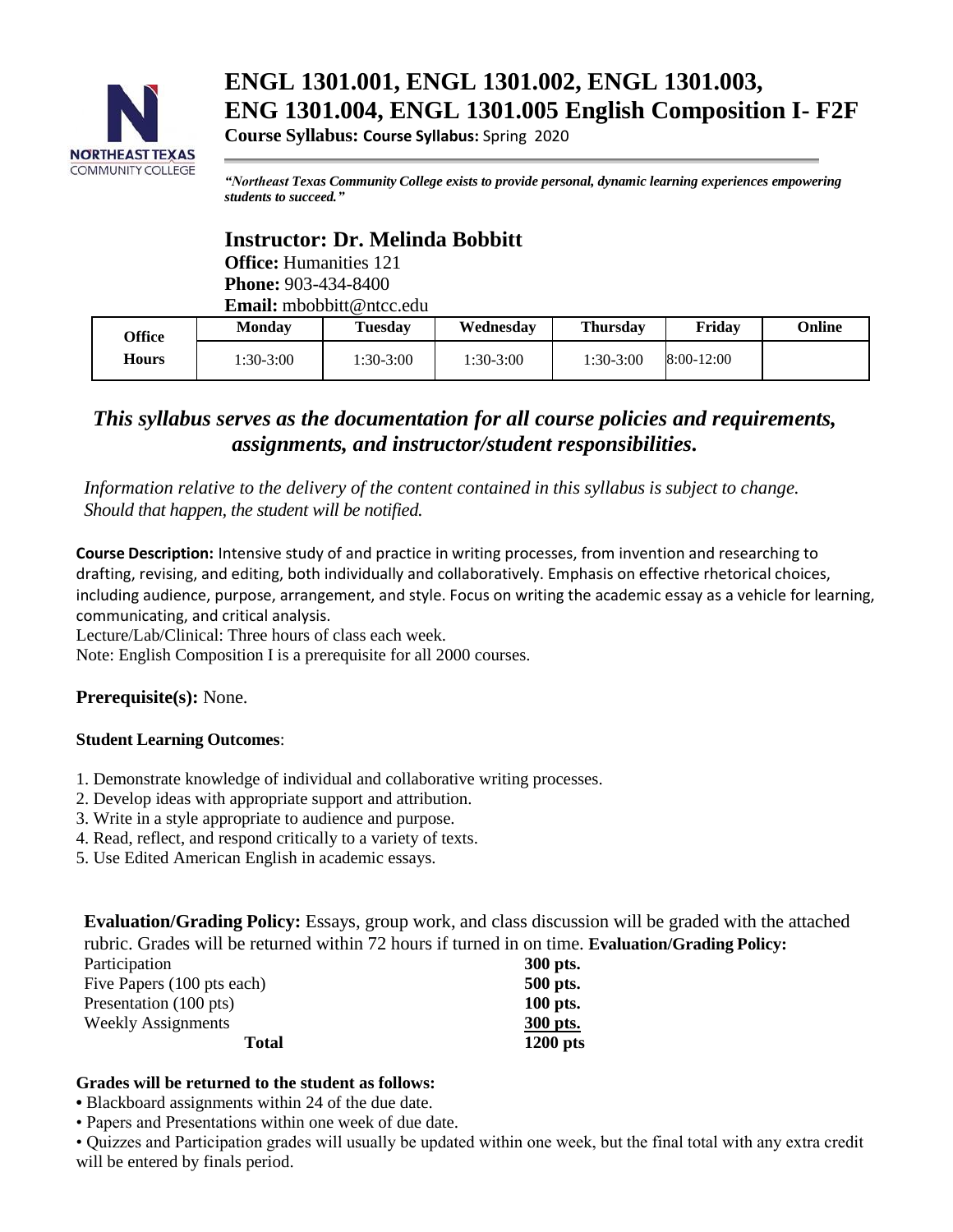# ENGL 1301.001, ENGL 1301.002, ENGL 1301.003, ENG 1301.004, ENGL 1301.005 English Composition I- F2F

**Course Syllabus: Course Syllabus:** Spring 2020

***"Northeast Texas Community College exists to provide personal, dynamic learning experiences empowering students to succeed."***

## Instructor: Dr. Melinda Bobbitt

**Office:** Humanities 121
**Phone:** 903-434-8400
**Email:** mbobbitt@ntcc.edu

| Office Hours | Monday | Tuesday | Wednesday | Thursday | Friday | Online |
|---|---|---|---|---|---|---|
| | 1:30-3:00 | 1:30-3:00 | 1:30-3:00 | 1:30-3:00 | 8:00-12:00 | |

### *This syllabus serves as the documentation for all course policies and requirements, assignments, and instructor/student responsibilities.*

*Information relative to the delivery of the content contained in this syllabus is subject to change. Should that happen, the student will be notified.*

**Course Description:** Intensive study of and practice in writing processes, from invention and researching to drafting, revising, and editing, both individually and collaboratively. Emphasis on effective rhetorical choices, including audience, purpose, arrangement, and style. Focus on writing the academic essay as a vehicle for learning, communicating, and critical analysis.
Lecture/Lab/Clinical: Three hours of class each week.
Note: English Composition I is a prerequisite for all 2000 courses.

**Prerequisite(s):** None.

**Student Learning Outcomes**:

1. Demonstrate knowledge of individual and collaborative writing processes.
2. Develop ideas with appropriate support and attribution.
3. Write in a style appropriate to audience and purpose.
4. Read, reflect, and respond critically to a variety of texts.
5. Use Edited American English in academic essays.

**Evaluation/Grading Policy:** Essays, group work, and class discussion will be graded with the attached rubric. Grades will be returned within 72 hours if turned in on time. **Evaluation/Grading Policy:**

| | |
|---|---|
| Participation | **300 pts.** |
| Five Papers (100 pts each) | **500 pts.** |
| Presentation (100 pts) | **100 pts.** |
| Weekly Assignments | **300 pts.** |
| **Total** | **1200 pts** |

**Grades will be returned to the student as follows:**

- Blackboard assignments within 24 of the due date.
- Papers and Presentations within one week of due date.
- Quizzes and Participation grades will usually be updated within one week, but the final total with any extra credit will be entered by finals period.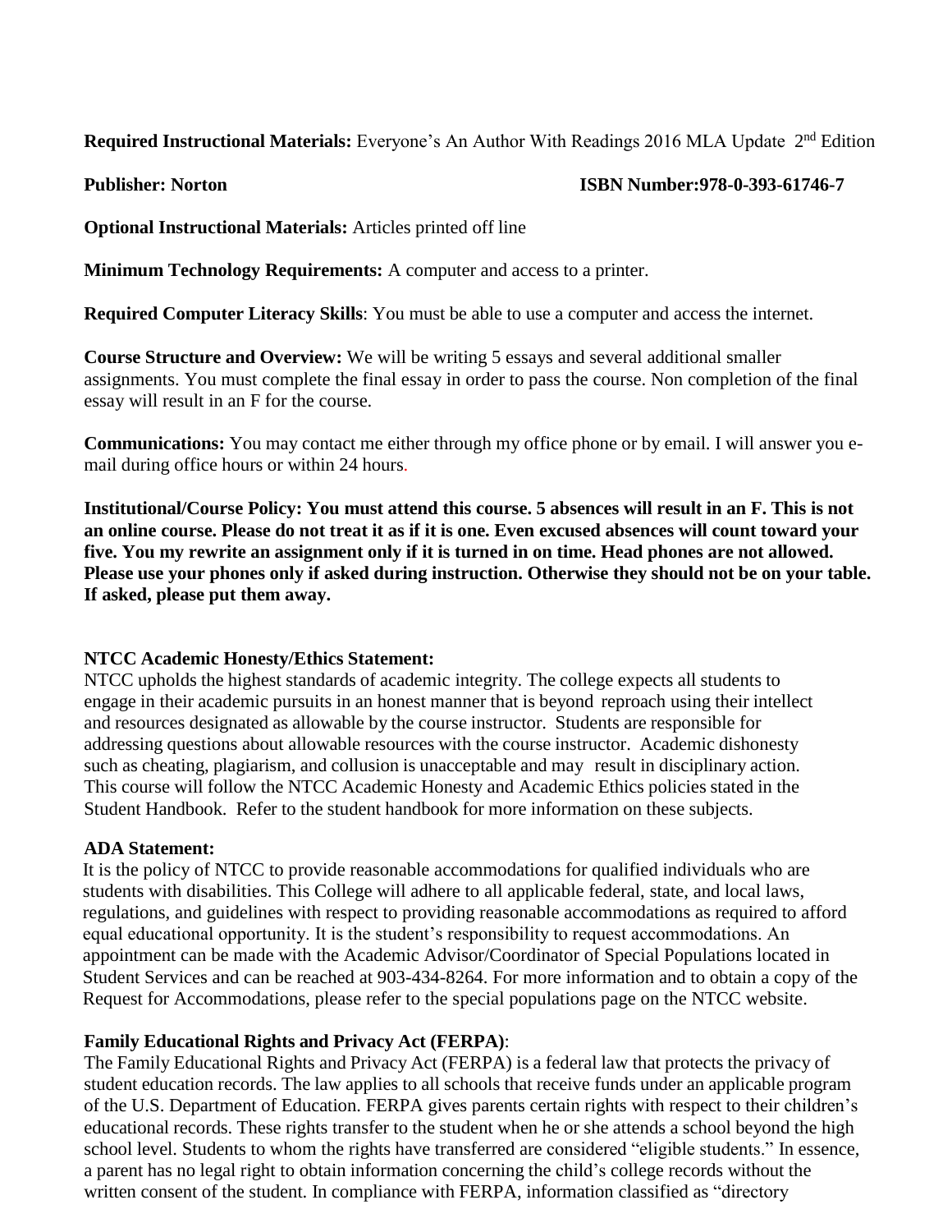**Required Instructional Materials:** Everyone's An Author With Readings 2016 MLA Update 2nd Edition

**Publisher: Norton** **ISBN Number:978-0-393-61746-7**

**Optional Instructional Materials:** Articles printed off line

**Minimum Technology Requirements:** A computer and access to a printer.

**Required Computer Literacy Skills**: You must be able to use a computer and access the internet.

**Course Structure and Overview:** We will be writing 5 essays and several additional smaller assignments. You must complete the final essay in order to pass the course. Non completion of the final essay will result in an F for the course.

**Communications:** You may contact me either through my office phone or by email. I will answer you e-mail during office hours or within 24 hours.

**Institutional/Course Policy: You must attend this course. 5 absences will result in an F. This is not an online course. Please do not treat it as if it is one. Even excused absences will count toward your five. You my rewrite an assignment only if it is turned in on time. Head phones are not allowed. Please use your phones only if asked during instruction. Otherwise they should not be on your table. If asked, please put them away.**

**NTCC Academic Honesty/Ethics Statement:**

NTCC upholds the highest standards of academic integrity. The college expects all students to engage in their academic pursuits in an honest manner that is beyond reproach using their intellect and resources designated as allowable by the course instructor. Students are responsible for addressing questions about allowable resources with the course instructor. Academic dishonesty such as cheating, plagiarism, and collusion is unacceptable and may result in disciplinary action. This course will follow the NTCC Academic Honesty and Academic Ethics policies stated in the Student Handbook. Refer to the student handbook for more information on these subjects.

**ADA Statement:**

It is the policy of NTCC to provide reasonable accommodations for qualified individuals who are students with disabilities. This College will adhere to all applicable federal, state, and local laws, regulations, and guidelines with respect to providing reasonable accommodations as required to afford equal educational opportunity. It is the student's responsibility to request accommodations. An appointment can be made with the Academic Advisor/Coordinator of Special Populations located in Student Services and can be reached at 903-434-8264. For more information and to obtain a copy of the Request for Accommodations, please refer to the special populations page on the NTCC website.

**Family Educational Rights and Privacy Act (FERPA)**:

The Family Educational Rights and Privacy Act (FERPA) is a federal law that protects the privacy of student education records. The law applies to all schools that receive funds under an applicable program of the U.S. Department of Education. FERPA gives parents certain rights with respect to their children's educational records. These rights transfer to the student when he or she attends a school beyond the high school level. Students to whom the rights have transferred are considered "eligible students." In essence, a parent has no legal right to obtain information concerning the child's college records without the written consent of the student. In compliance with FERPA, information classified as "directory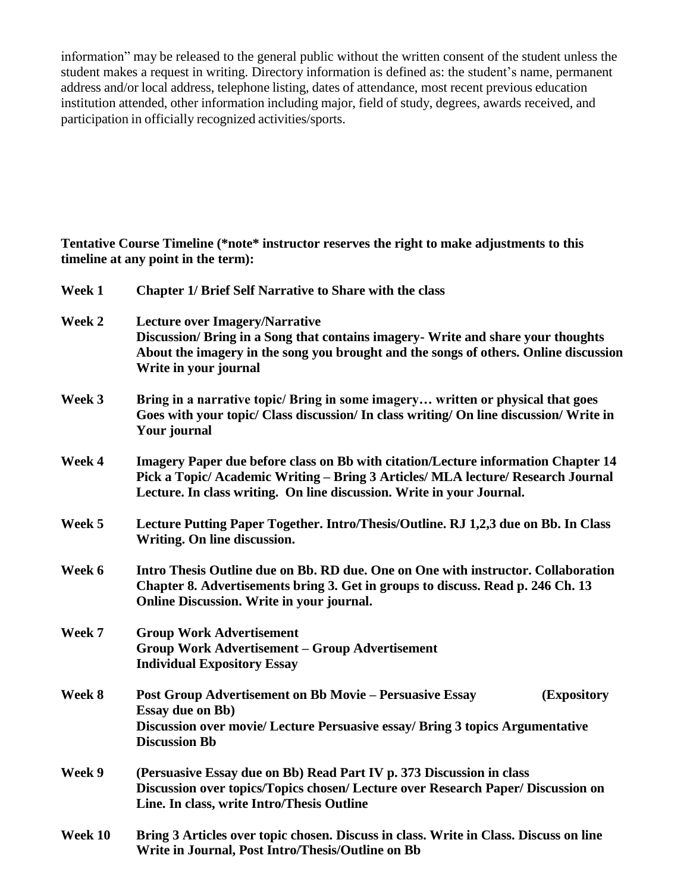information" may be released to the general public without the written consent of the student unless the student makes a request in writing. Directory information is defined as: the student's name, permanent address and/or local address, telephone listing, dates of attendance, most recent previous education institution attended, other information including major, field of study, degrees, awards received, and participation in officially recognized activities/sports.

**Tentative Course Timeline (*note* instructor reserves the right to make adjustments to this timeline at any point in the term):**

**Week 1** **Chapter 1/ Brief Self Narrative to Share with the class**

**Week 2** **Lecture over Imagery/Narrative**
**Discussion/ Bring in a Song that contains imagery- Write and share your thoughts About the imagery in the song you brought and the songs of others. Online discussion Write in your journal**

**Week 3** **Bring in a narrative topic/ Bring in some imagery… written or physical that goes Goes with your topic/ Class discussion/ In class writing/ On line discussion/ Write in Your journal**

**Week 4** **Imagery Paper due before class on Bb with citation/Lecture information Chapter 14 Pick a Topic/ Academic Writing – Bring 3 Articles/ MLA lecture/ Research Journal Lecture. In class writing. On line discussion. Write in your Journal.**

**Week 5** **Lecture Putting Paper Together. Intro/Thesis/Outline. RJ 1,2,3 due on Bb. In Class Writing. On line discussion.**

**Week 6** **Intro Thesis Outline due on Bb. RD due. One on One with instructor. Collaboration Chapter 8. Advertisements bring 3. Get in groups to discuss. Read p. 246 Ch. 13 Online Discussion. Write in your journal.**

**Week 7** **Group Work Advertisement**
**Group Work Advertisement – Group Advertisement**
**Individual Expository Essay**

**Week 8** **Post Group Advertisement on Bb Movie – Persuasive Essay (Expository Essay due on Bb)**
**Discussion over movie/ Lecture Persuasive essay/ Bring 3 topics Argumentative Discussion Bb**

**Week 9** **(Persuasive Essay due on Bb) Read Part IV p. 373 Discussion in class Discussion over topics/Topics chosen/ Lecture over Research Paper/ Discussion on Line. In class, write Intro/Thesis Outline**

**Week 10** **Bring 3 Articles over topic chosen. Discuss in class. Write in Class. Discuss on line Write in Journal, Post Intro/Thesis/Outline on Bb**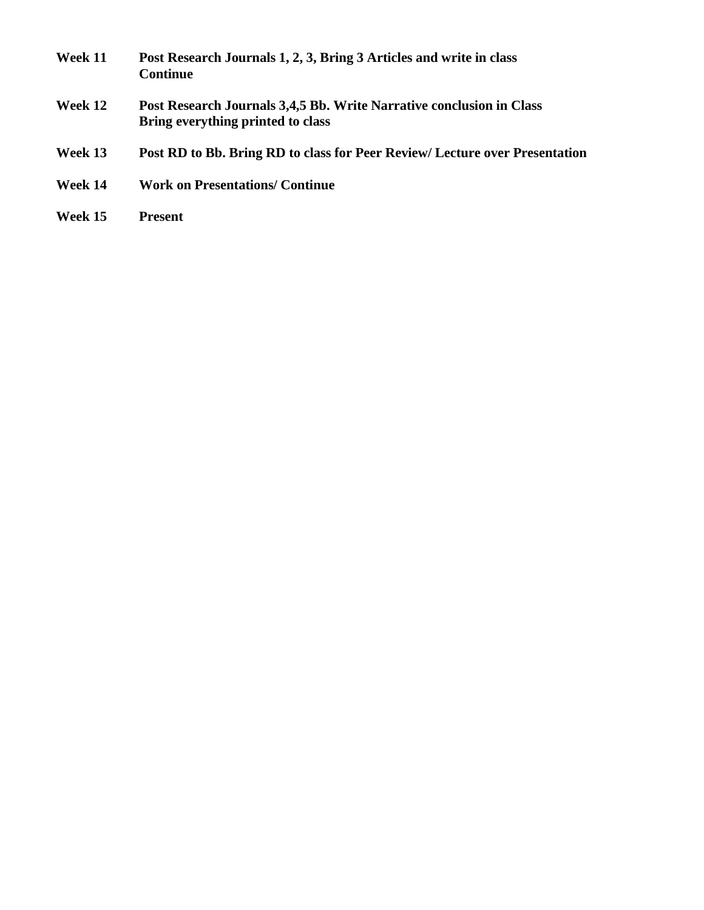| | |
|---|---|
| **Week 11** | **Post Research Journals 1, 2, 3, Bring 3 Articles and write in class Continue** |
| **Week 12** | **Post Research Journals 3,4,5 Bb. Write Narrative conclusion in Class Bring everything printed to class** |
| **Week 13** | **Post RD to Bb. Bring RD to class for Peer Review/ Lecture over Presentation** |
| **Week 14** | **Work on Presentations/ Continue** |
| **Week 15** | **Present** |